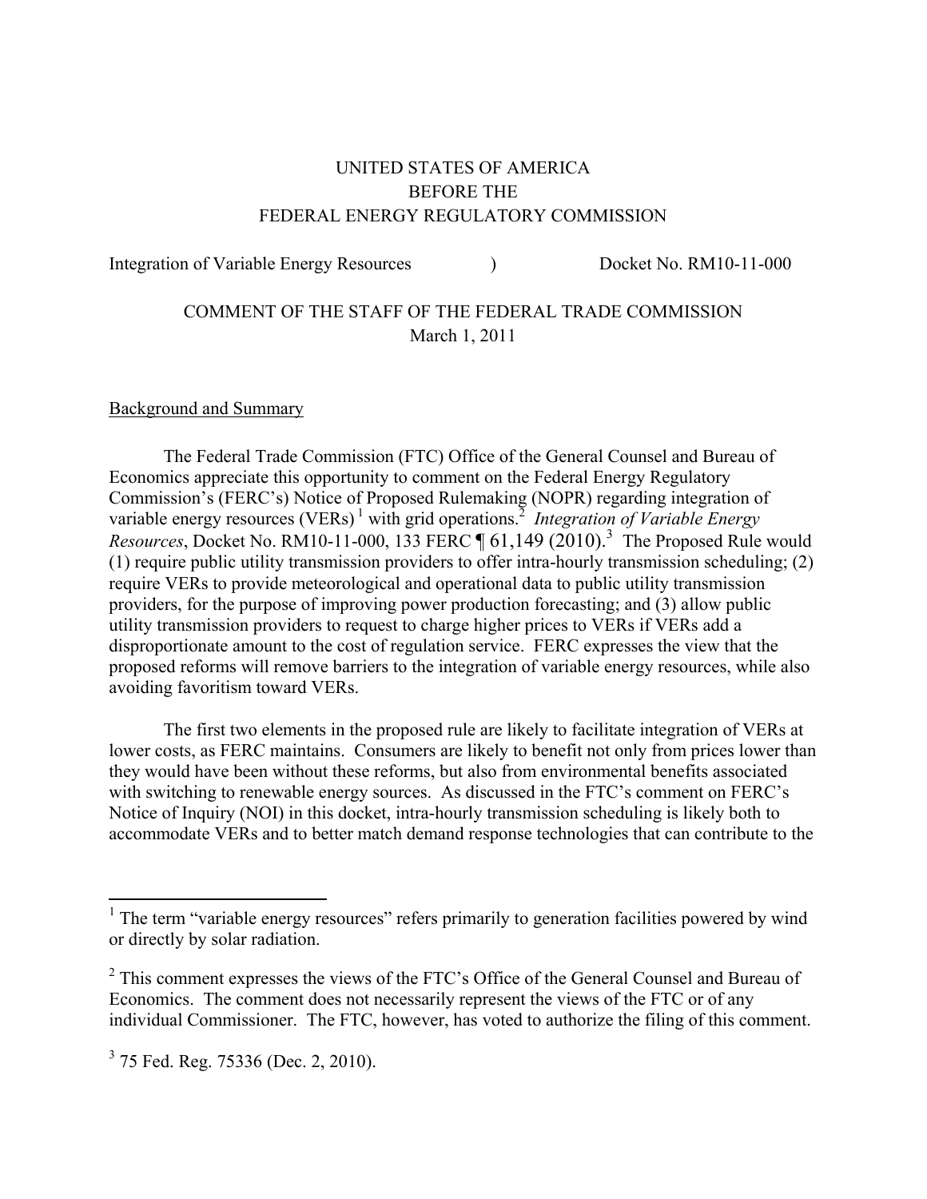UNITED STATES OF AMERICA
BEFORE THE
FEDERAL ENERGY REGULATORY COMMISSION

Integration of Variable Energy Resources ) Docket No. RM10-11-000

COMMENT OF THE STAFF OF THE FEDERAL TRADE COMMISSION
March 1, 2011

Background and Summary

The Federal Trade Commission (FTC) Office of the General Counsel and Bureau of Economics appreciate this opportunity to comment on the Federal Energy Regulatory Commission's (FERC's) Notice of Proposed Rulemaking (NOPR) regarding integration of variable energy resources (VERs)[1] with grid operations.[2] *Integration of Variable Energy Resources*, Docket No. RM10-11-000, 133 FERC ¶ 61,149 (2010).[3] The Proposed Rule would (1) require public utility transmission providers to offer intra-hourly transmission scheduling; (2) require VERs to provide meteorological and operational data to public utility transmission providers, for the purpose of improving power production forecasting; and (3) allow public utility transmission providers to request to charge higher prices to VERs if VERs add a disproportionate amount to the cost of regulation service. FERC expresses the view that the proposed reforms will remove barriers to the integration of variable energy resources, while also avoiding favoritism toward VERs.

The first two elements in the proposed rule are likely to facilitate integration of VERs at lower costs, as FERC maintains. Consumers are likely to benefit not only from prices lower than they would have been without these reforms, but also from environmental benefits associated with switching to renewable energy sources. As discussed in the FTC's comment on FERC's Notice of Inquiry (NOI) in this docket, intra-hourly transmission scheduling is likely both to accommodate VERs and to better match demand response technologies that can contribute to the

[1] The term "variable energy resources" refers primarily to generation facilities powered by wind or directly by solar radiation.

[2] This comment expresses the views of the FTC's Office of the General Counsel and Bureau of Economics. The comment does not necessarily represent the views of the FTC or of any individual Commissioner. The FTC, however, has voted to authorize the filing of this comment.

[3] 75 Fed. Reg. 75336 (Dec. 2, 2010).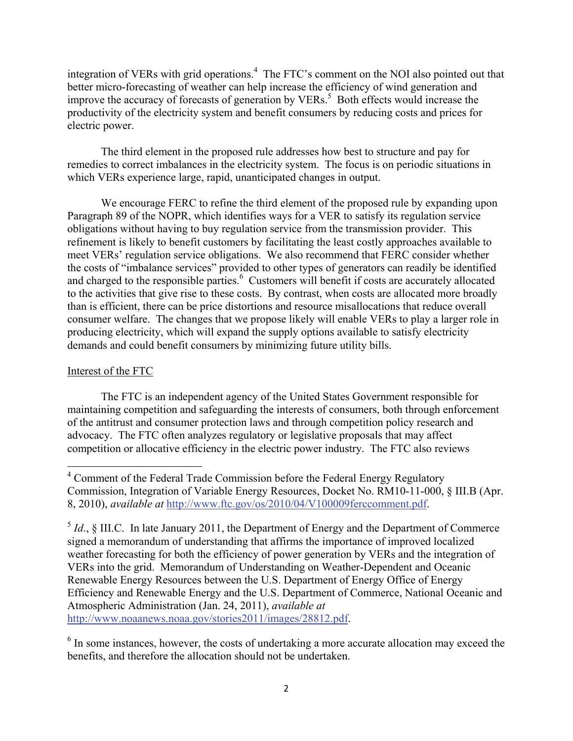integration of VERs with grid operations.[4] The FTC's comment on the NOI also pointed out that better micro-forecasting of weather can help increase the efficiency of wind generation and improve the accuracy of forecasts of generation by VERs.[5] Both effects would increase the productivity of the electricity system and benefit consumers by reducing costs and prices for electric power.

The third element in the proposed rule addresses how best to structure and pay for remedies to correct imbalances in the electricity system. The focus is on periodic situations in which VERs experience large, rapid, unanticipated changes in output.

We encourage FERC to refine the third element of the proposed rule by expanding upon Paragraph 89 of the NOPR, which identifies ways for a VER to satisfy its regulation service obligations without having to buy regulation service from the transmission provider. This refinement is likely to benefit customers by facilitating the least costly approaches available to meet VERs' regulation service obligations. We also recommend that FERC consider whether the costs of "imbalance services" provided to other types of generators can readily be identified and charged to the responsible parties.[6] Customers will benefit if costs are accurately allocated to the activities that give rise to these costs. By contrast, when costs are allocated more broadly than is efficient, there can be price distortions and resource misallocations that reduce overall consumer welfare. The changes that we propose likely will enable VERs to play a larger role in producing electricity, which will expand the supply options available to satisfy electricity demands and could benefit consumers by minimizing future utility bills.

## Interest of the FTC

The FTC is an independent agency of the United States Government responsible for maintaining competition and safeguarding the interests of consumers, both through enforcement of the antitrust and consumer protection laws and through competition policy research and advocacy. The FTC often analyzes regulatory or legislative proposals that may affect competition or allocative efficiency in the electric power industry. The FTC also reviews

---

[4] Comment of the Federal Trade Commission before the Federal Energy Regulatory Commission, Integration of Variable Energy Resources, Docket No. RM10-11-000, § III.B (Apr. 8, 2010), *available at* http://www.ftc.gov/os/2010/04/V100009ferccomment.pdf.

[5] *Id*., § III.C. In late January 2011, the Department of Energy and the Department of Commerce signed a memorandum of understanding that affirms the importance of improved localized weather forecasting for both the efficiency of power generation by VERs and the integration of VERs into the grid. Memorandum of Understanding on Weather-Dependent and Oceanic Renewable Energy Resources between the U.S. Department of Energy Office of Energy Efficiency and Renewable Energy and the U.S. Department of Commerce, National Oceanic and Atmospheric Administration (Jan. 24, 2011), *available at* http://www.noaanews.noaa.gov/stories2011/images/28812.pdf.

[6] In some instances, however, the costs of undertaking a more accurate allocation may exceed the benefits, and therefore the allocation should not be undertaken.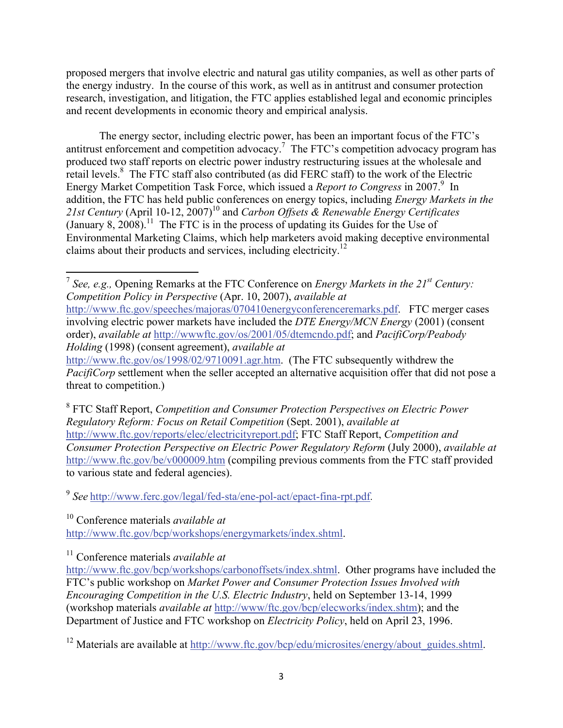proposed mergers that involve electric and natural gas utility companies, as well as other parts of the energy industry. In the course of this work, as well as in antitrust and consumer protection research, investigation, and litigation, the FTC applies established legal and economic principles and recent developments in economic theory and empirical analysis.

The energy sector, including electric power, has been an important focus of the FTC's antitrust enforcement and competition advocacy.[7] The FTC's competition advocacy program has produced two staff reports on electric power industry restructuring issues at the wholesale and retail levels.[8] The FTC staff also contributed (as did FERC staff) to the work of the Electric Energy Market Competition Task Force, which issued a *Report to Congress* in 2007.[9] In addition, the FTC has held public conferences on energy topics, including *Energy Markets in the 21st Century* (April 10-12, 2007)[10] and *Carbon Offsets & Renewable Energy Certificates* (January 8, 2008).[11] The FTC is in the process of updating its Guides for the Use of Environmental Marketing Claims, which help marketers avoid making deceptive environmental claims about their products and services, including electricity.[12]

---

[7] *See, e.g.,* Opening Remarks at the FTC Conference on *Energy Markets in the 21st Century: Competition Policy in Perspective* (Apr. 10, 2007), *available at* http://www.ftc.gov/speeches/majoras/070410energyconferenceremarks.pdf. FTC merger cases involving electric power markets have included the *DTE Energy/MCN Energy* (2001) (consent order), *available at* http://wwwftc.gov/os/2001/05/dtemcndo.pdf; and *PacifiCorp/Peabody Holding* (1998) (consent agreement), *available at* http://www.ftc.gov/os/1998/02/9710091.agr.htm. (The FTC subsequently withdrew the *PacifiCorp* settlement when the seller accepted an alternative acquisition offer that did not pose a threat to competition.)

[8] FTC Staff Report, *Competition and Consumer Protection Perspectives on Electric Power Regulatory Reform: Focus on Retail Competition* (Sept. 2001), *available at* http://www.ftc.gov/reports/elec/electricityreport.pdf; FTC Staff Report, *Competition and Consumer Protection Perspective on Electric Power Regulatory Reform* (July 2000), *available at* http://www.ftc.gov/be/v000009.htm (compiling previous comments from the FTC staff provided to various state and federal agencies).

[9] *See* http://www.ferc.gov/legal/fed-sta/ene-pol-act/epact-fina-rpt.pdf.

[10] Conference materials *available at* http://www.ftc.gov/bcp/workshops/energymarkets/index.shtml.

[11] Conference materials *available at* http://www.ftc.gov/bcp/workshops/carbonoffsets/index.shtml. Other programs have included the FTC's public workshop on *Market Power and Consumer Protection Issues Involved with Encouraging Competition in the U.S. Electric Industry*, held on September 13-14, 1999 (workshop materials *available at* http://www/ftc.gov/bcp/elecworks/index.shtm); and the Department of Justice and FTC workshop on *Electricity Policy*, held on April 23, 1996.

[12] Materials are available at http://www.ftc.gov/bcp/edu/microsites/energy/about_guides.shtml.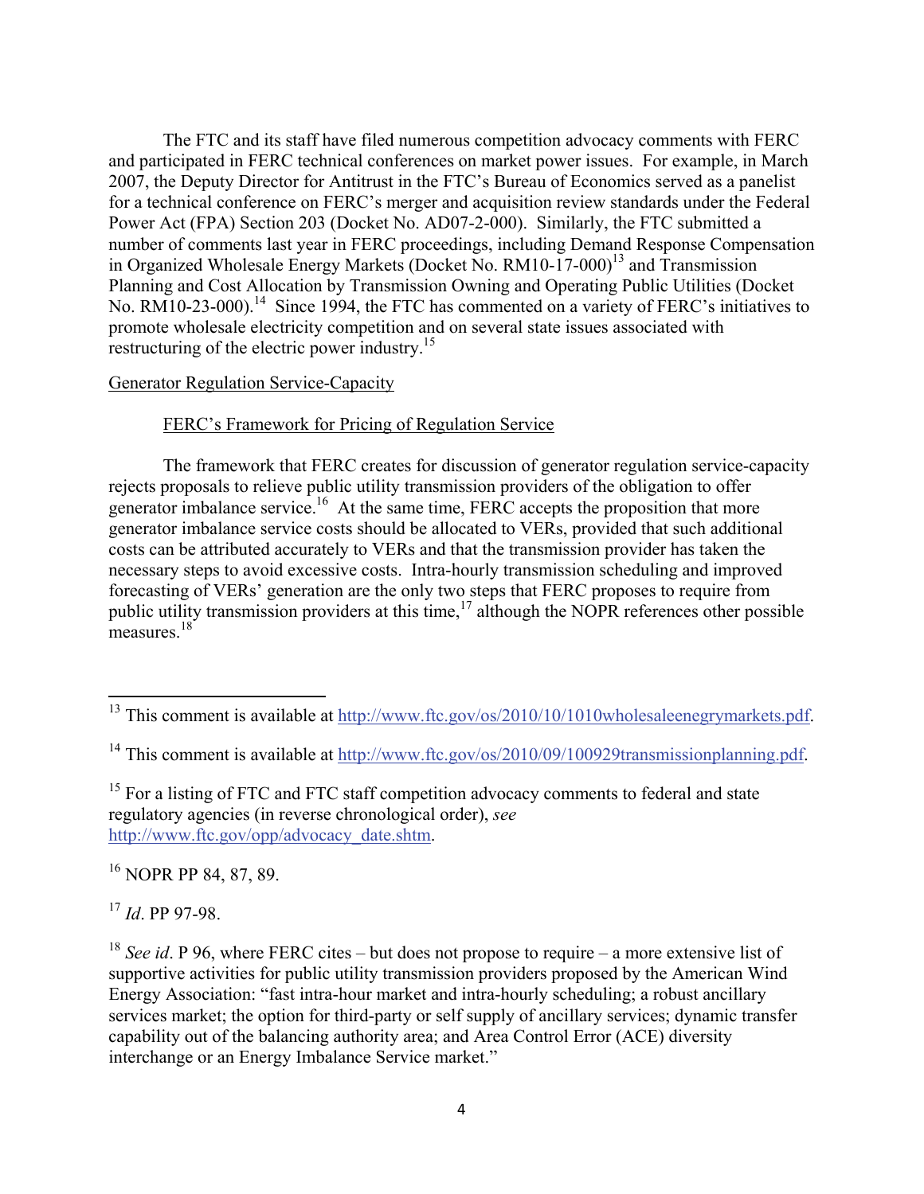The FTC and its staff have filed numerous competition advocacy comments with FERC and participated in FERC technical conferences on market power issues. For example, in March 2007, the Deputy Director for Antitrust in the FTC's Bureau of Economics served as a panelist for a technical conference on FERC's merger and acquisition review standards under the Federal Power Act (FPA) Section 203 (Docket No. AD07-2-000). Similarly, the FTC submitted a number of comments last year in FERC proceedings, including Demand Response Compensation in Organized Wholesale Energy Markets (Docket No. RM10-17-000)[13] and Transmission Planning and Cost Allocation by Transmission Owning and Operating Public Utilities (Docket No. RM10-23-000).[14] Since 1994, the FTC has commented on a variety of FERC's initiatives to promote wholesale electricity competition and on several state issues associated with restructuring of the electric power industry.[15]

## Generator Regulation Service-Capacity

### FERC's Framework for Pricing of Regulation Service

The framework that FERC creates for discussion of generator regulation service-capacity rejects proposals to relieve public utility transmission providers of the obligation to offer generator imbalance service.[16] At the same time, FERC accepts the proposition that more generator imbalance service costs should be allocated to VERs, provided that such additional costs can be attributed accurately to VERs and that the transmission provider has taken the necessary steps to avoid excessive costs. Intra-hourly transmission scheduling and improved forecasting of VERs' generation are the only two steps that FERC proposes to require from public utility transmission providers at this time,[17] although the NOPR references other possible measures.[18]

---

[13] This comment is available at http://www.ftc.gov/os/2010/10/1010wholesaleenegrymarkets.pdf.

[14] This comment is available at http://www.ftc.gov/os/2010/09/100929transmissionplanning.pdf.

[15] For a listing of FTC and FTC staff competition advocacy comments to federal and state regulatory agencies (in reverse chronological order), *see* http://www.ftc.gov/opp/advocacy_date.shtm.

[16] NOPR PP 84, 87, 89.

[17] *Id*. PP 97-98.

[18] *See id*. P 96, where FERC cites – but does not propose to require – a more extensive list of supportive activities for public utility transmission providers proposed by the American Wind Energy Association: "fast intra-hour market and intra-hourly scheduling; a robust ancillary services market; the option for third-party or self supply of ancillary services; dynamic transfer capability out of the balancing authority area; and Area Control Error (ACE) diversity interchange or an Energy Imbalance Service market."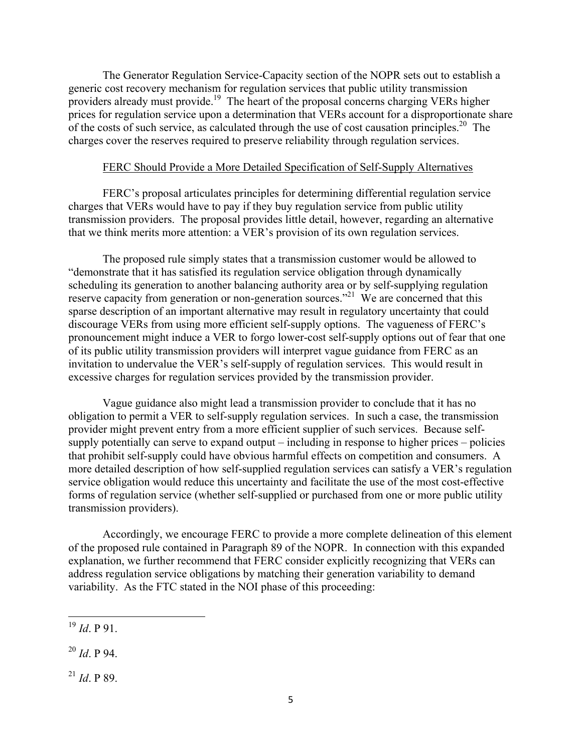The Generator Regulation Service-Capacity section of the NOPR sets out to establish a generic cost recovery mechanism for regulation services that public utility transmission providers already must provide.[19] The heart of the proposal concerns charging VERs higher prices for regulation service upon a determination that VERs account for a disproportionate share of the costs of such service, as calculated through the use of cost causation principles.[20] The charges cover the reserves required to preserve reliability through regulation services.

<u>FERC Should Provide a More Detailed Specification of Self-Supply Alternatives</u>

FERC's proposal articulates principles for determining differential regulation service charges that VERs would have to pay if they buy regulation service from public utility transmission providers. The proposal provides little detail, however, regarding an alternative that we think merits more attention: a VER's provision of its own regulation services.

The proposed rule simply states that a transmission customer would be allowed to "demonstrate that it has satisfied its regulation service obligation through dynamically scheduling its generation to another balancing authority area or by self-supplying regulation reserve capacity from generation or non-generation sources."[21] We are concerned that this sparse description of an important alternative may result in regulatory uncertainty that could discourage VERs from using more efficient self-supply options. The vagueness of FERC's pronouncement might induce a VER to forgo lower-cost self-supply options out of fear that one of its public utility transmission providers will interpret vague guidance from FERC as an invitation to undervalue the VER's self-supply of regulation services. This would result in excessive charges for regulation services provided by the transmission provider.

Vague guidance also might lead a transmission provider to conclude that it has no obligation to permit a VER to self-supply regulation services. In such a case, the transmission provider might prevent entry from a more efficient supplier of such services. Because self-supply potentially can serve to expand output – including in response to higher prices – policies that prohibit self-supply could have obvious harmful effects on competition and consumers. A more detailed description of how self-supplied regulation services can satisfy a VER's regulation service obligation would reduce this uncertainty and facilitate the use of the most cost-effective forms of regulation service (whether self-supplied or purchased from one or more public utility transmission providers).

Accordingly, we encourage FERC to provide a more complete delineation of this element of the proposed rule contained in Paragraph 89 of the NOPR. In connection with this expanded explanation, we further recommend that FERC consider explicitly recognizing that VERs can address regulation service obligations by matching their generation variability to demand variability. As the FTC stated in the NOI phase of this proceeding:

---

[19] *Id*. P 91.

[20] *Id*. P 94.

[21] *Id*. P 89.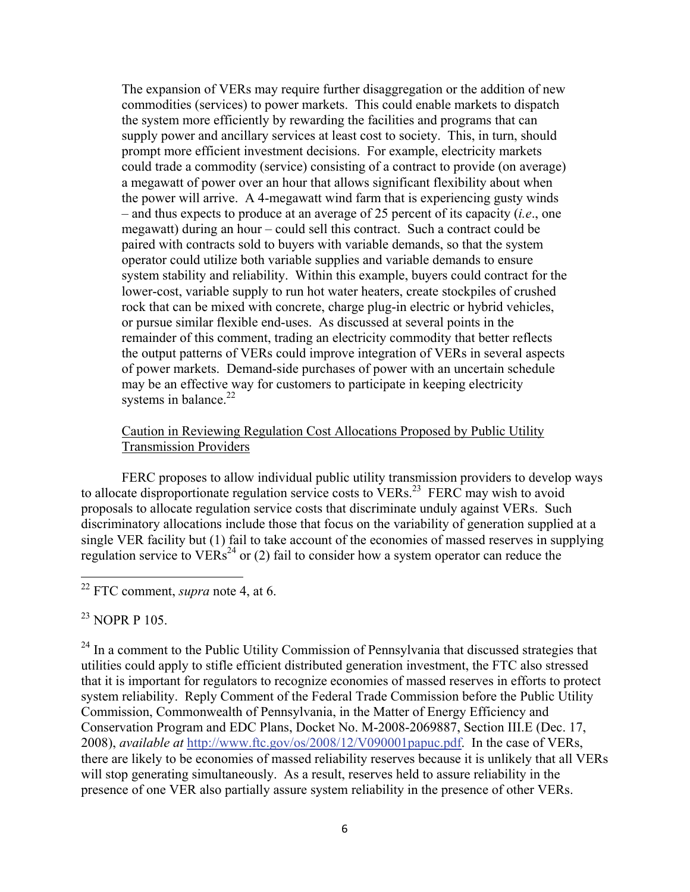The expansion of VERs may require further disaggregation or the addition of new commodities (services) to power markets. This could enable markets to dispatch the system more efficiently by rewarding the facilities and programs that can supply power and ancillary services at least cost to society. This, in turn, should prompt more efficient investment decisions. For example, electricity markets could trade a commodity (service) consisting of a contract to provide (on average) a megawatt of power over an hour that allows significant flexibility about when the power will arrive. A 4-megawatt wind farm that is experiencing gusty winds – and thus expects to produce at an average of 25 percent of its capacity (*i.e*., one megawatt) during an hour – could sell this contract. Such a contract could be paired with contracts sold to buyers with variable demands, so that the system operator could utilize both variable supplies and variable demands to ensure system stability and reliability. Within this example, buyers could contract for the lower-cost, variable supply to run hot water heaters, create stockpiles of crushed rock that can be mixed with concrete, charge plug-in electric or hybrid vehicles, or pursue similar flexible end-uses. As discussed at several points in the remainder of this comment, trading an electricity commodity that better reflects the output patterns of VERs could improve integration of VERs in several aspects of power markets. Demand-side purchases of power with an uncertain schedule may be an effective way for customers to participate in keeping electricity systems in balance.[22]

Caution in Reviewing Regulation Cost Allocations Proposed by Public Utility Transmission Providers

FERC proposes to allow individual public utility transmission providers to develop ways to allocate disproportionate regulation service costs to VERs.[23] FERC may wish to avoid proposals to allocate regulation service costs that discriminate unduly against VERs. Such discriminatory allocations include those that focus on the variability of generation supplied at a single VER facility but (1) fail to take account of the economies of massed reserves in supplying regulation service to VERs[24] or (2) fail to consider how a system operator can reduce the

---

[22] FTC comment, *supra* note 4, at 6.

[23] NOPR P 105.

[24] In a comment to the Public Utility Commission of Pennsylvania that discussed strategies that utilities could apply to stifle efficient distributed generation investment, the FTC also stressed that it is important for regulators to recognize economies of massed reserves in efforts to protect system reliability. Reply Comment of the Federal Trade Commission before the Public Utility Commission, Commonwealth of Pennsylvania, in the Matter of Energy Efficiency and Conservation Program and EDC Plans, Docket No. M-2008-2069887, Section III.E (Dec. 17, 2008), *available at* http://www.ftc.gov/os/2008/12/V090001papuc.pdf. In the case of VERs, there are likely to be economies of massed reliability reserves because it is unlikely that all VERs will stop generating simultaneously. As a result, reserves held to assure reliability in the presence of one VER also partially assure system reliability in the presence of other VERs.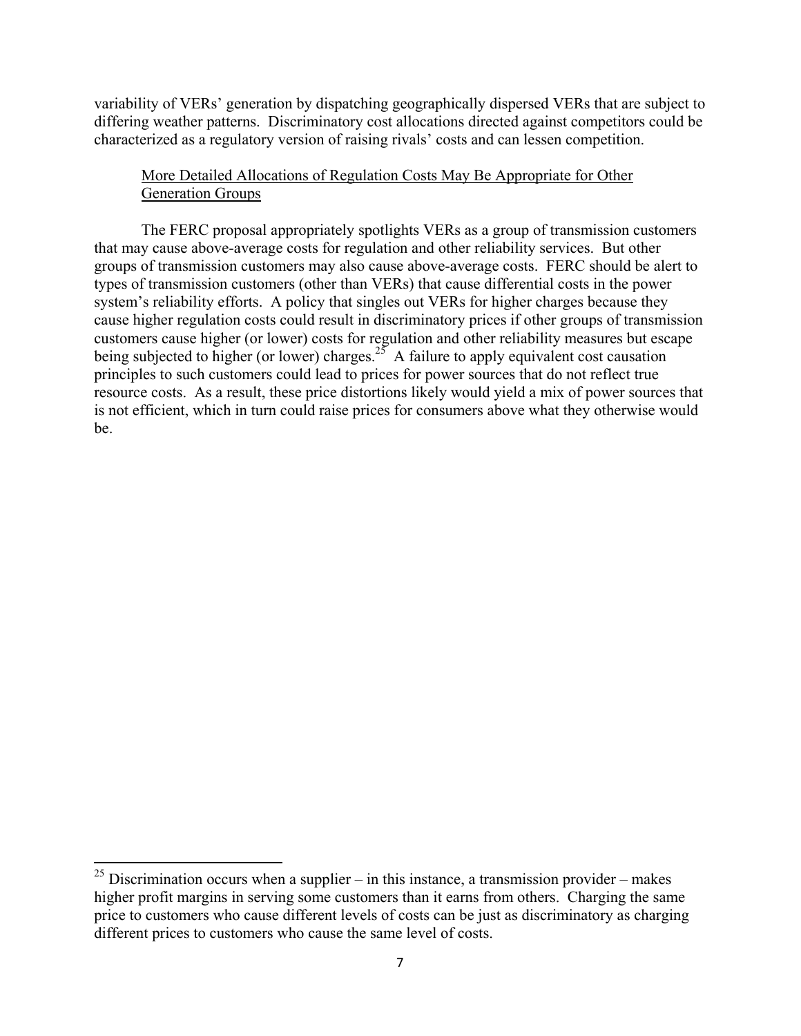variability of VERs' generation by dispatching geographically dispersed VERs that are subject to differing weather patterns. Discriminatory cost allocations directed against competitors could be characterized as a regulatory version of raising rivals' costs and can lessen competition.

<u>More Detailed Allocations of Regulation Costs May Be Appropriate for Other Generation Groups</u>

The FERC proposal appropriately spotlights VERs as a group of transmission customers that may cause above-average costs for regulation and other reliability services. But other groups of transmission customers may also cause above-average costs. FERC should be alert to types of transmission customers (other than VERs) that cause differential costs in the power system's reliability efforts. A policy that singles out VERs for higher charges because they cause higher regulation costs could result in discriminatory prices if other groups of transmission customers cause higher (or lower) costs for regulation and other reliability measures but escape being subjected to higher (or lower) charges.[25] A failure to apply equivalent cost causation principles to such customers could lead to prices for power sources that do not reflect true resource costs. As a result, these price distortions likely would yield a mix of power sources that is not efficient, which in turn could raise prices for consumers above what they otherwise would be.

---

[25] Discrimination occurs when a supplier – in this instance, a transmission provider – makes higher profit margins in serving some customers than it earns from others. Charging the same price to customers who cause different levels of costs can be just as discriminatory as charging different prices to customers who cause the same level of costs.